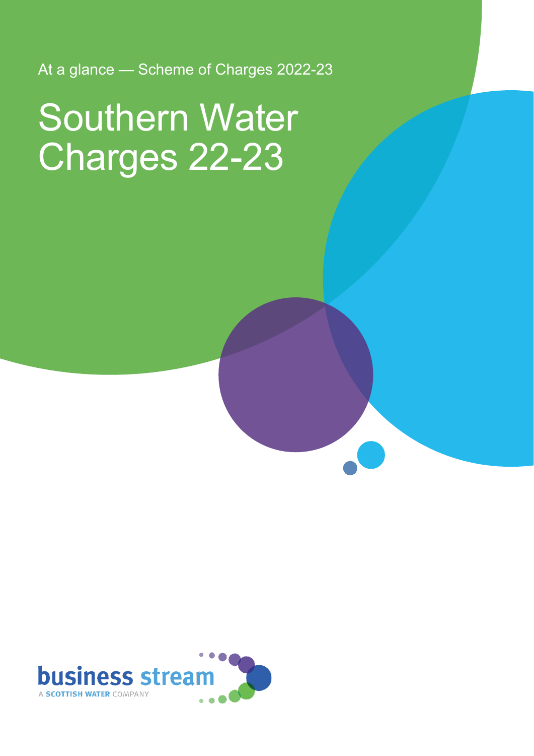At a glance — Scheme of Charges 2022-23

# Southern Water Charges 22-23

business stream
A SCOTTISH WATER COMPANY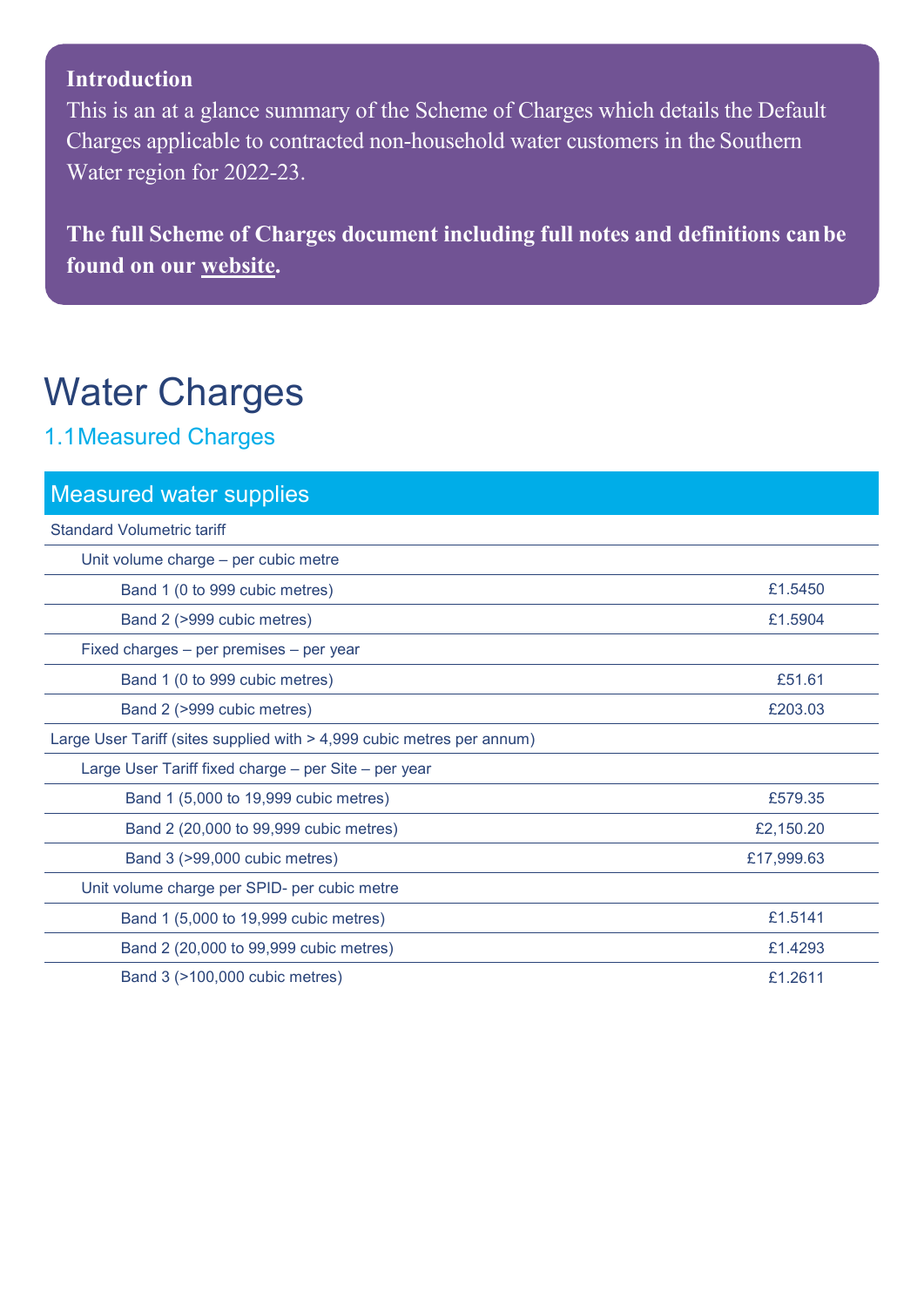**Introduction**

This is an at a glance summary of the Scheme of Charges which details the Default Charges applicable to contracted non-household water customers in the Southern Water region for 2022-23.

**The full Scheme of Charges document including full notes and definitions can be found on our website.**

# Water Charges

## 1.1 Measured Charges

| Measured water supplies | |
|---|---|
| Standard Volumetric tariff | |
| Unit volume charge – per cubic metre | |
| Band 1 (0 to 999 cubic metres) | £1.5450 |
| Band 2 (>999 cubic metres) | £1.5904 |
| Fixed charges – per premises – per year | |
| Band 1 (0 to 999 cubic metres) | £51.61 |
| Band 2 (>999 cubic metres) | £203.03 |
| Large User Tariff (sites supplied with > 4,999 cubic metres per annum) | |
| Large User Tariff fixed charge – per Site – per year | |
| Band 1 (5,000 to 19,999 cubic metres) | £579.35 |
| Band 2 (20,000 to 99,999 cubic metres) | £2,150.20 |
| Band 3 (>99,000 cubic metres) | £17,999.63 |
| Unit volume charge per SPID- per cubic metre | |
| Band 1 (5,000 to 19,999 cubic metres) | £1.5141 |
| Band 2 (20,000 to 99,999 cubic metres) | £1.4293 |
| Band 3 (>100,000 cubic metres) | £1.2611 |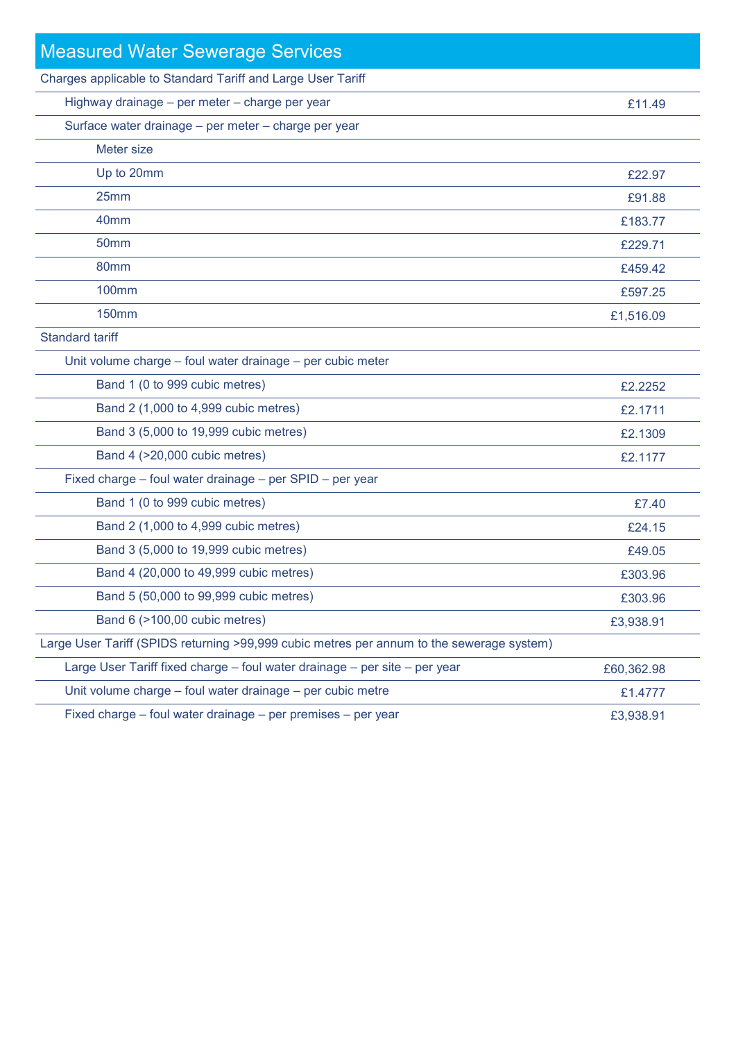## Measured Water Sewerage Services

| Item | Charge |
|---|---|
| **Charges applicable to Standard Tariff and Large User Tariff** | |
| Highway drainage – per meter – charge per year | £11.49 |
| Surface water drainage – per meter – charge per year | |
| Meter size | |
| Up to 20mm | £22.97 |
| 25mm | £91.88 |
| 40mm | £183.77 |
| 50mm | £229.71 |
| 80mm | £459.42 |
| 100mm | £597.25 |
| 150mm | £1,516.09 |
| **Standard tariff** | |
| Unit volume charge – foul water drainage – per cubic meter | |
| Band 1 (0 to 999 cubic metres) | £2.2252 |
| Band 2 (1,000 to 4,999 cubic metres) | £2.1711 |
| Band 3 (5,000 to 19,999 cubic metres) | £2.1309 |
| Band 4 (>20,000 cubic metres) | £2.1177 |
| Fixed charge – foul water drainage – per SPID – per year | |
| Band 1 (0 to 999 cubic metres) | £7.40 |
| Band 2 (1,000 to 4,999 cubic metres) | £24.15 |
| Band 3 (5,000 to 19,999 cubic metres) | £49.05 |
| Band 4 (20,000 to 49,999 cubic metres) | £303.96 |
| Band 5 (50,000 to 99,999 cubic metres) | £303.96 |
| Band 6 (>100,00 cubic metres) | £3,938.91 |
| **Large User Tariff (SPIDS returning >99,999 cubic metres per annum to the sewerage system)** | |
| Large User Tariff fixed charge – foul water drainage – per site – per year | £60,362.98 |
| Unit volume charge – foul water drainage – per cubic metre | £1.4777 |
| Fixed charge – foul water drainage – per premises – per year | £3,938.91 |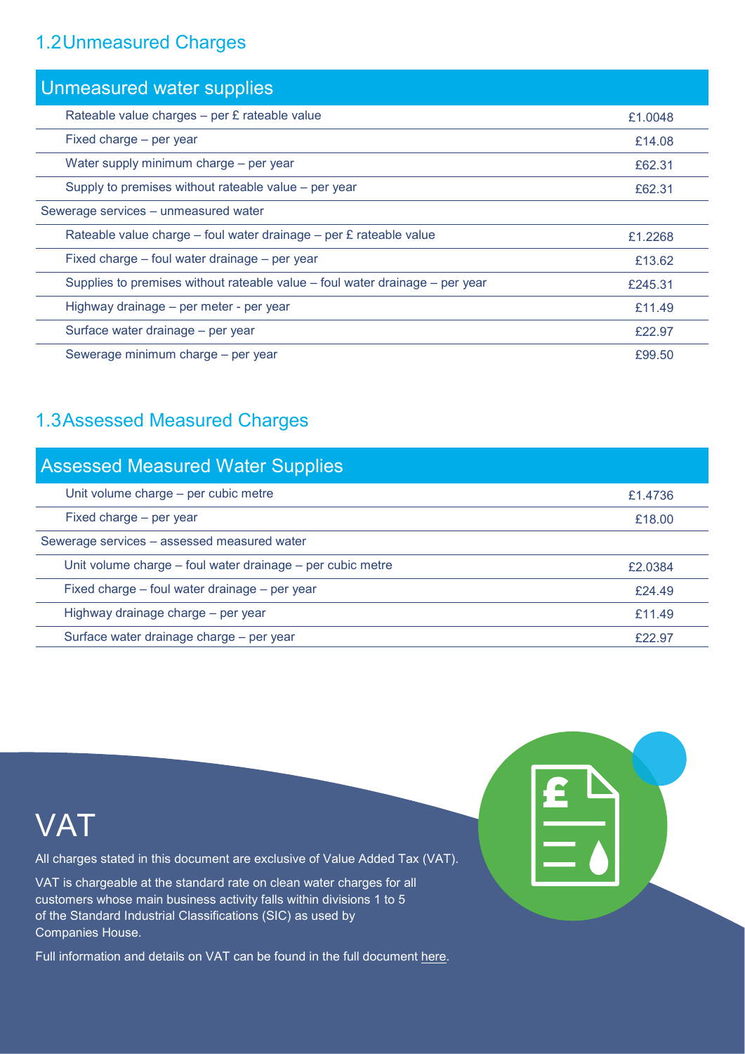## 1.2 Unmeasured Charges

| Unmeasured water supplies | |
|---|---|
| Rateable value charges – per £ rateable value | £1.0048 |
| Fixed charge – per year | £14.08 |
| Water supply minimum charge – per year | £62.31 |
| Supply to premises without rateable value – per year | £62.31 |
| Sewerage services – unmeasured water | |
| Rateable value charge – foul water drainage – per £ rateable value | £1.2268 |
| Fixed charge – foul water drainage – per year | £13.62 |
| Supplies to premises without rateable value – foul water drainage – per year | £245.31 |
| Highway drainage – per meter - per year | £11.49 |
| Surface water drainage – per year | £22.97 |
| Sewerage minimum charge – per year | £99.50 |

## 1.3 Assessed Measured Charges

| Assessed Measured Water Supplies | |
|---|---|
| Unit volume charge – per cubic metre | £1.4736 |
| Fixed charge – per year | £18.00 |
| Sewerage services – assessed measured water | |
| Unit volume charge – foul water drainage – per cubic metre | £2.0384 |
| Fixed charge – foul water drainage – per year | £24.49 |
| Highway drainage charge – per year | £11.49 |
| Surface water drainage charge – per year | £22.97 |

# VAT

All charges stated in this document are exclusive of Value Added Tax (VAT).

VAT is chargeable at the standard rate on clean water charges for all customers whose main business activity falls within divisions 1 to 5 of the Standard Industrial Classifications (SIC) as used by Companies House.

Full information and details on VAT can be found in the full document here.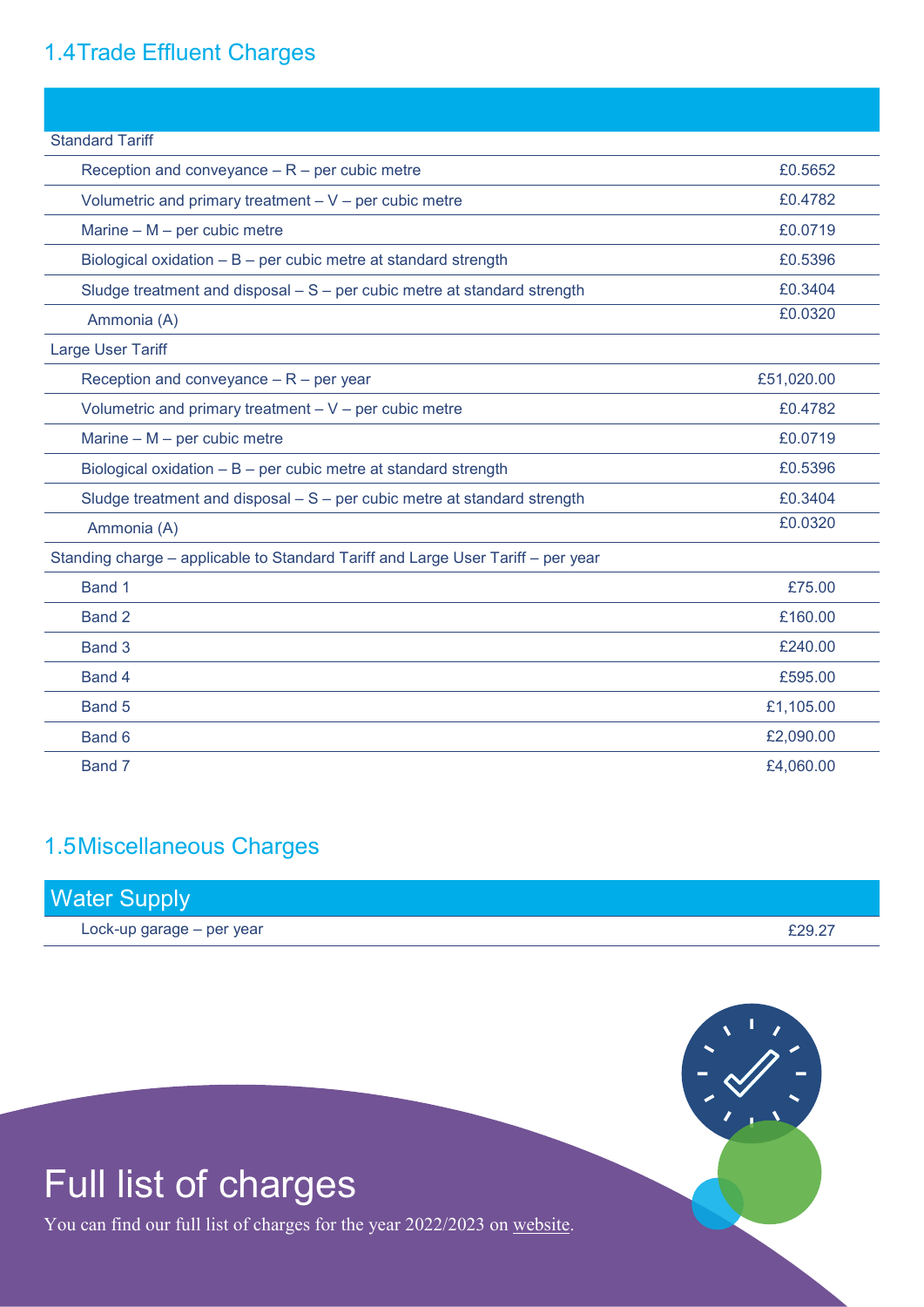## 1.4 Trade Effluent Charges

| | |
|---|---|
| Standard Tariff | |
| Reception and conveyance – R – per cubic metre | £0.5652 |
| Volumetric and primary treatment – V – per cubic metre | £0.4782 |
| Marine – M – per cubic metre | £0.0719 |
| Biological oxidation – B – per cubic metre at standard strength | £0.5396 |
| Sludge treatment and disposal – S – per cubic metre at standard strength | £0.3404 |
| Ammonia (A) | £0.0320 |
| Large User Tariff | |
| Reception and conveyance – R – per year | £51,020.00 |
| Volumetric and primary treatment – V – per cubic metre | £0.4782 |
| Marine – M – per cubic metre | £0.0719 |
| Biological oxidation – B – per cubic metre at standard strength | £0.5396 |
| Sludge treatment and disposal – S – per cubic metre at standard strength | £0.3404 |
| Ammonia (A) | £0.0320 |
| Standing charge – applicable to Standard Tariff and Large User Tariff – per year | |
| Band 1 | £75.00 |
| Band 2 | £160.00 |
| Band 3 | £240.00 |
| Band 4 | £595.00 |
| Band 5 | £1,105.00 |
| Band 6 | £2,090.00 |
| Band 7 | £4,060.00 |

## 1.5 Miscellaneous Charges

| Water Supply | |
|---|---|
| Lock-up garage – per year | £29.27 |

# Full list of charges

You can find our full list of charges for the year 2022/2023 on website.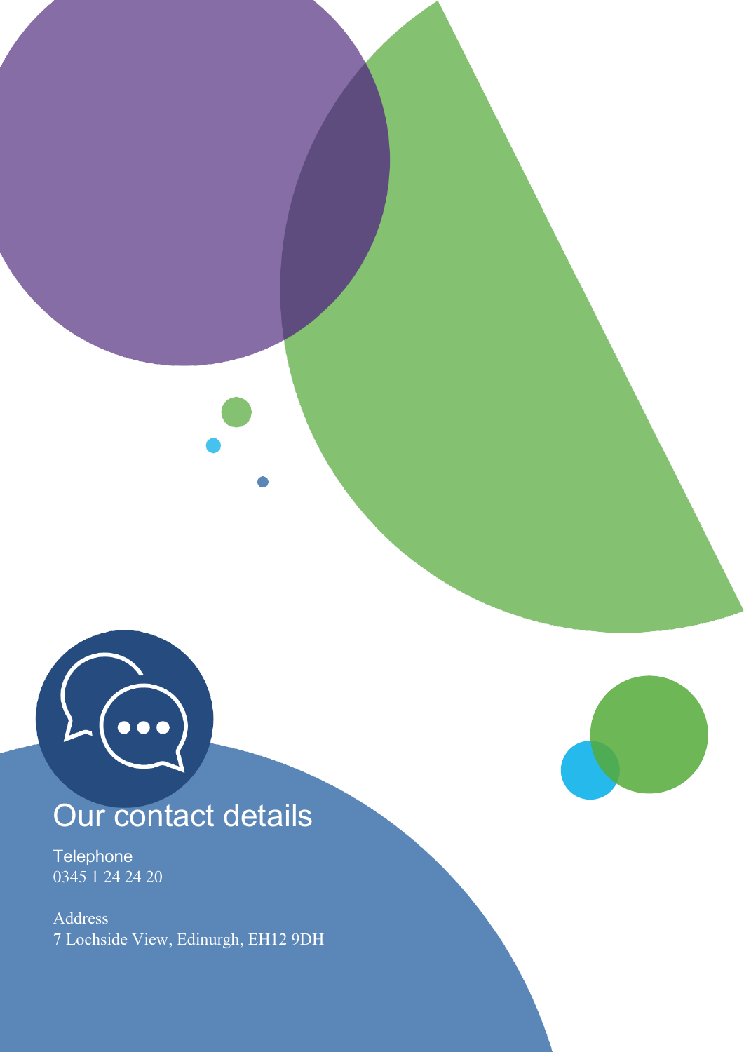# Our contact details

Telephone
0345 1 24 24 20

Address
7 Lochside View, Edinurgh, EH12 9DH